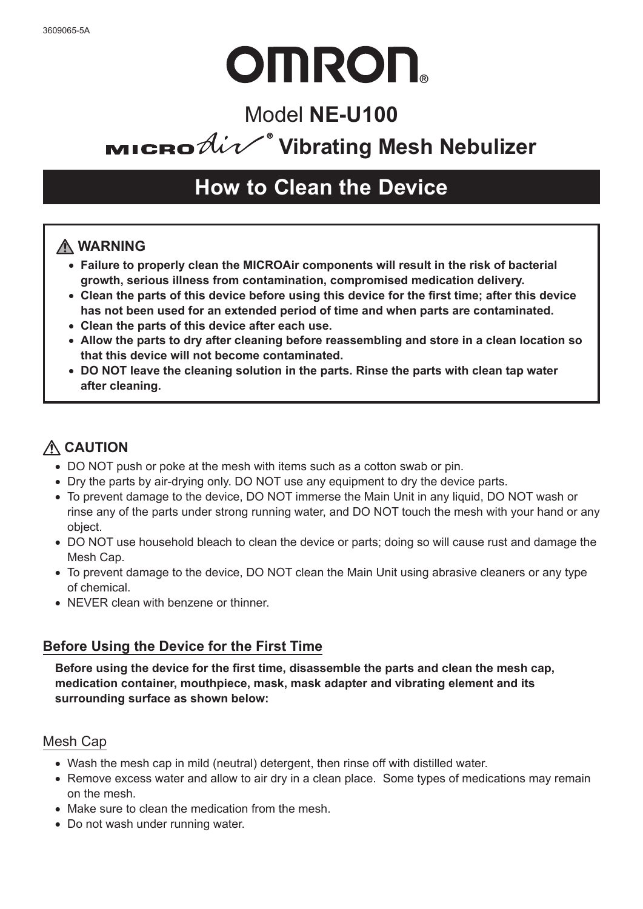3609065-5A

# OMRON®

## Model **NE-U100**

## MICROAir® Vibrating Mesh Nebulizer

# How to Clean the Device

> ⚠ **WARNING**
>
> - **Failure to properly clean the MICROAir components will result in the risk of bacterial growth, serious illness from contamination, compromised medication delivery.**
> - **Clean the parts of this device before using this device for the first time; after this device has not been used for an extended period of time and when parts are contaminated.**
> - **Clean the parts of this device after each use.**
> - **Allow the parts to dry after cleaning before reassembling and store in a clean location so that this device will not become contaminated.**
> - **DO NOT leave the cleaning solution in the parts. Rinse the parts with clean tap water after cleaning.**

### ⚠ CAUTION

- DO NOT push or poke at the mesh with items such as a cotton swab or pin.
- Dry the parts by air-drying only. DO NOT use any equipment to dry the device parts.
- To prevent damage to the device, DO NOT immerse the Main Unit in any liquid, DO NOT wash or rinse any of the parts under strong running water, and DO NOT touch the mesh with your hand or any object.
- DO NOT use household bleach to clean the device or parts; doing so will cause rust and damage the Mesh Cap.
- To prevent damage to the device, DO NOT clean the Main Unit using abrasive cleaners or any type of chemical.
- NEVER clean with benzene or thinner.

### Before Using the Device for the First Time

**Before using the device for the first time, disassemble the parts and clean the mesh cap, medication container, mouthpiece, mask, mask adapter and vibrating element and its surrounding surface as shown below:**

#### Mesh Cap

- Wash the mesh cap in mild (neutral) detergent, then rinse off with distilled water.
- Remove excess water and allow to air dry in a clean place. Some types of medications may remain on the mesh.
- Make sure to clean the medication from the mesh.
- Do not wash under running water.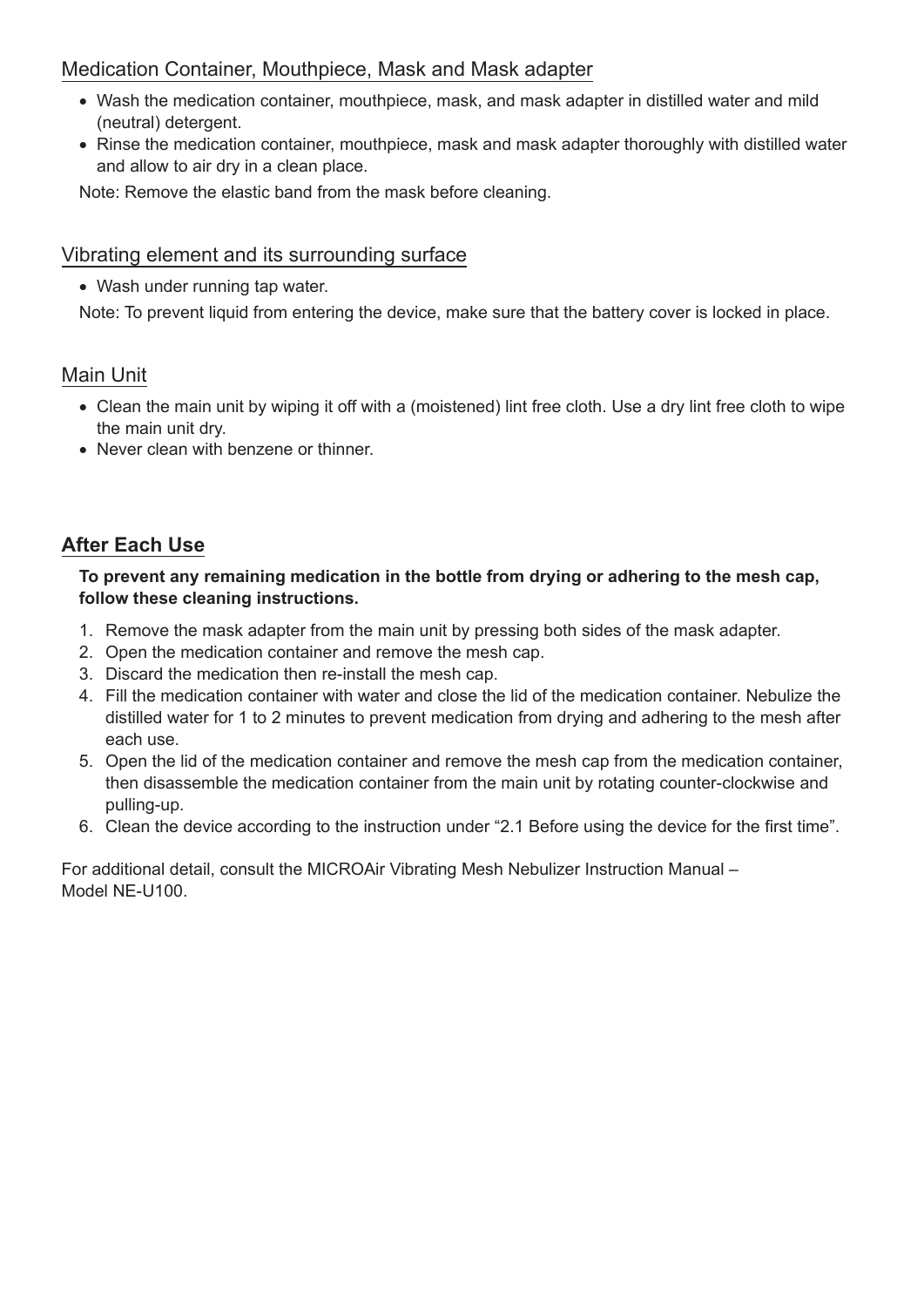### Medication Container, Mouthpiece, Mask and Mask adapter

- Wash the medication container, mouthpiece, mask, and mask adapter in distilled water and mild (neutral) detergent.
- Rinse the medication container, mouthpiece, mask and mask adapter thoroughly with distilled water and allow to air dry in a clean place.

Note: Remove the elastic band from the mask before cleaning.

### Vibrating element and its surrounding surface

- Wash under running tap water.

Note: To prevent liquid from entering the device, make sure that the battery cover is locked in place.

### Main Unit

- Clean the main unit by wiping it off with a (moistened) lint free cloth. Use a dry lint free cloth to wipe the main unit dry.
- Never clean with benzene or thinner.

## After Each Use

**To prevent any remaining medication in the bottle from drying or adhering to the mesh cap, follow these cleaning instructions.**

1. Remove the mask adapter from the main unit by pressing both sides of the mask adapter.
2. Open the medication container and remove the mesh cap.
3. Discard the medication then re-install the mesh cap.
4. Fill the medication container with water and close the lid of the medication container. Nebulize the distilled water for 1 to 2 minutes to prevent medication from drying and adhering to the mesh after each use.
5. Open the lid of the medication container and remove the mesh cap from the medication container, then disassemble the medication container from the main unit by rotating counter-clockwise and pulling-up.
6. Clean the device according to the instruction under “2.1 Before using the device for the first time”.

For additional detail, consult the MICROAir Vibrating Mesh Nebulizer Instruction Manual – Model NE-U100.